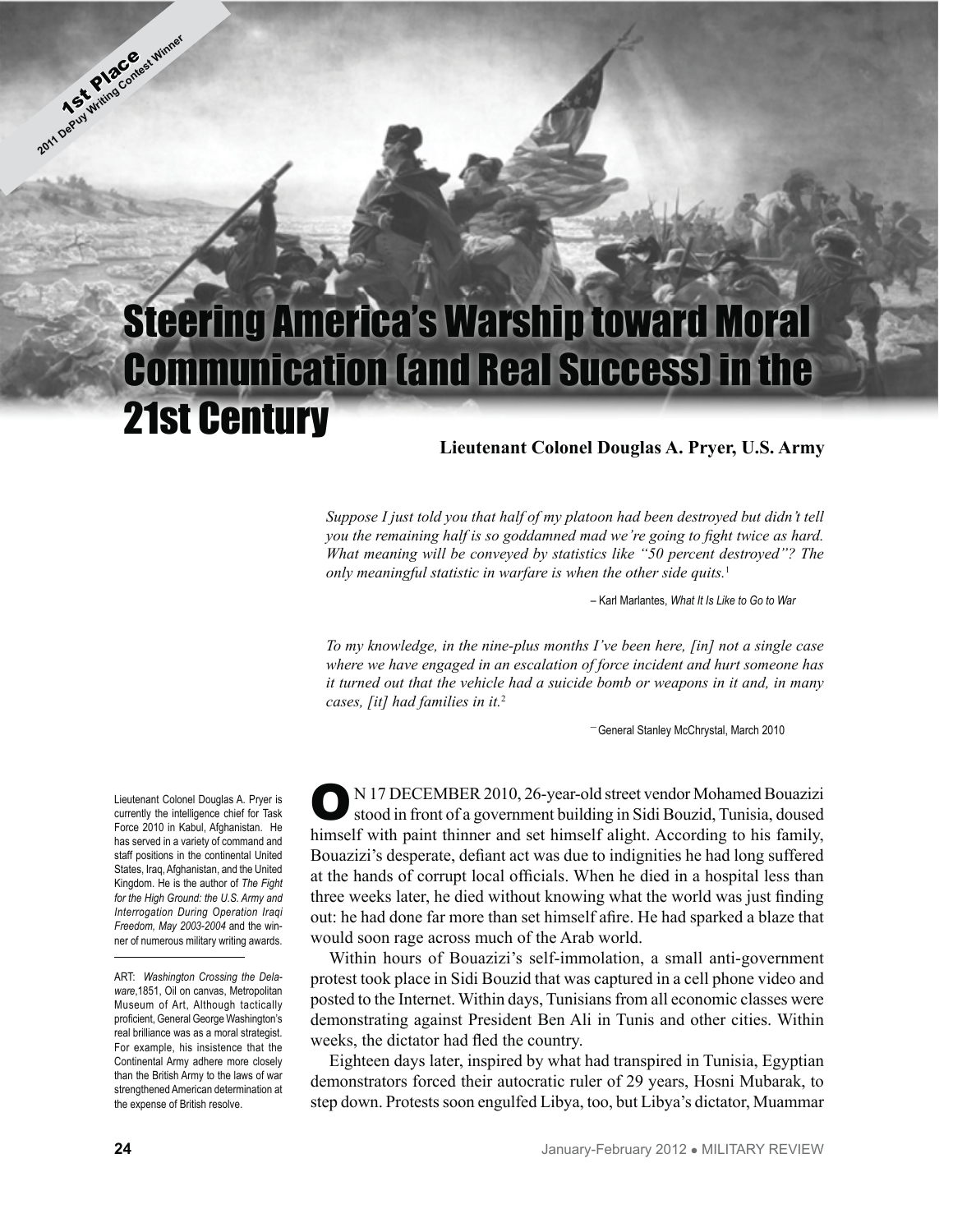1st Place
2011 DePuy Writing Contest Winner

# Steering America's Warship toward Moral Communication (and Real Success) in the 21st Century

**Lieutenant Colonel Douglas A. Pryer, U.S. Army**

*Suppose I just told you that half of my platoon had been destroyed but didn't tell you the remaining half is so goddamned mad we're going to fight twice as hard. What meaning will be conveyed by statistics like "50 percent destroyed"? The only meaningful statistic in warfare is when the other side quits.*[1]

– Karl Marlantes, *What It Is Like to Go to War*

*To my knowledge, in the nine-plus months I've been here, [in] not a single case where we have engaged in an escalation of force incident and hurt someone has it turned out that the vehicle had a suicide bomb or weapons in it and, in many cases, [it] had families in it.*[2]

– General Stanley McChrystal, March 2010

Lieutenant Colonel Douglas A. Pryer is currently the intelligence chief for Task Force 2010 in Kabul, Afghanistan. He has served in a variety of command and staff positions in the continental United States, Iraq, Afghanistan, and the United Kingdom. He is the author of *The Fight for the High Ground: the U.S. Army and Interrogation During Operation Iraqi Freedom, May 2003-2004* and the winner of numerous military writing awards.

ART: *Washington Crossing the Delaware*,1851, Oil on canvas, Metropolitan Museum of Art, Although tactically proficient, General George Washington's real brilliance was as a moral strategist. For example, his insistence that the Continental Army adhere more closely than the British Army to the laws of war strengthened American determination at the expense of British resolve.

ON 17 DECEMBER 2010, 26-year-old street vendor Mohamed Bouazizi stood in front of a government building in Sidi Bouzid, Tunisia, doused himself with paint thinner and set himself alight. According to his family, Bouazizi's desperate, defiant act was due to indignities he had long suffered at the hands of corrupt local officials. When he died in a hospital less than three weeks later, he died without knowing what the world was just finding out: he had done far more than set himself afire. He had sparked a blaze that would soon rage across much of the Arab world.

Within hours of Bouazizi's self-immolation, a small anti-government protest took place in Sidi Bouzid that was captured in a cell phone video and posted to the Internet. Within days, Tunisians from all economic classes were demonstrating against President Ben Ali in Tunis and other cities. Within weeks, the dictator had fled the country.

Eighteen days later, inspired by what had transpired in Tunisia, Egyptian demonstrators forced their autocratic ruler of 29 years, Hosni Mubarak, to step down. Protests soon engulfed Libya, too, but Libya's dictator, Muammar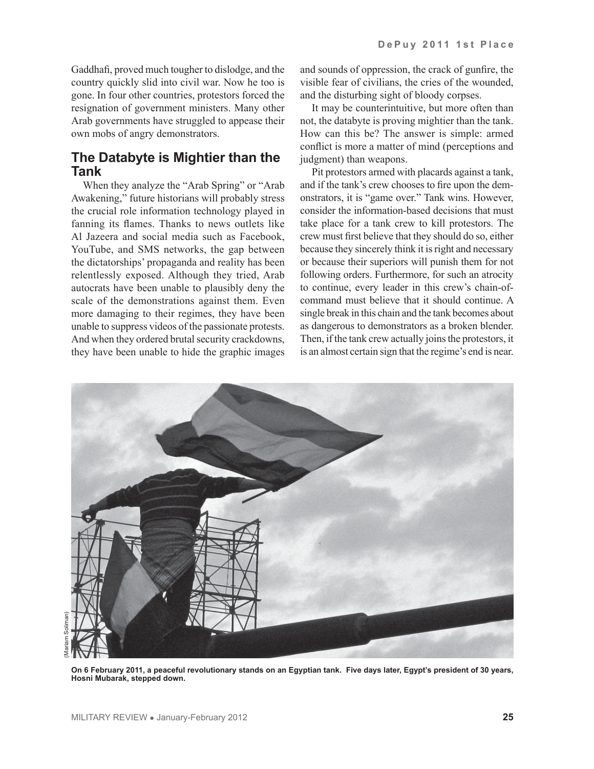Gaddhafi, proved much tougher to dislodge, and the country quickly slid into civil war. Now he too is gone. In four other countries, protestors forced the resignation of government ministers. Many other Arab governments have struggled to appease their own mobs of angry demonstrators.

## The Databyte is Mightier than the Tank

When they analyze the "Arab Spring" or "Arab Awakening," future historians will probably stress the crucial role information technology played in fanning its flames. Thanks to news outlets like Al Jazeera and social media such as Facebook, YouTube, and SMS networks, the gap between the dictatorships' propaganda and reality has been relentlessly exposed. Although they tried, Arab autocrats have been unable to plausibly deny the scale of the demonstrations against them. Even more damaging to their regimes, they have been unable to suppress videos of the passionate protests. And when they ordered brutal security crackdowns, they have been unable to hide the graphic images and sounds of oppression, the crack of gunfire, the visible fear of civilians, the cries of the wounded, and the disturbing sight of bloody corpses.

It may be counterintuitive, but more often than not, the databyte is proving mightier than the tank. How can this be? The answer is simple: armed conflict is more a matter of mind (perceptions and judgment) than weapons.

Pit protestors armed with placards against a tank, and if the tank's crew chooses to fire upon the demonstrators, it is "game over." Tank wins. However, consider the information-based decisions that must take place for a tank crew to kill protestors. The crew must first believe that they should do so, either because they sincerely think it is right and necessary or because their superiors will punish them for not following orders. Furthermore, for such an atrocity to continue, every leader in this crew's chain-of-command must believe that it should continue. A single break in this chain and the tank becomes about as dangerous to demonstrators as a broken blender. Then, if the tank crew actually joins the protestors, it is an almost certain sign that the regime's end is near.

(Mariam Soliman)

**On 6 February 2011, a peaceful revolutionary stands on an Egyptian tank. Five days later, Egypt's president of 30 years, Hosni Mubarak, stepped down.**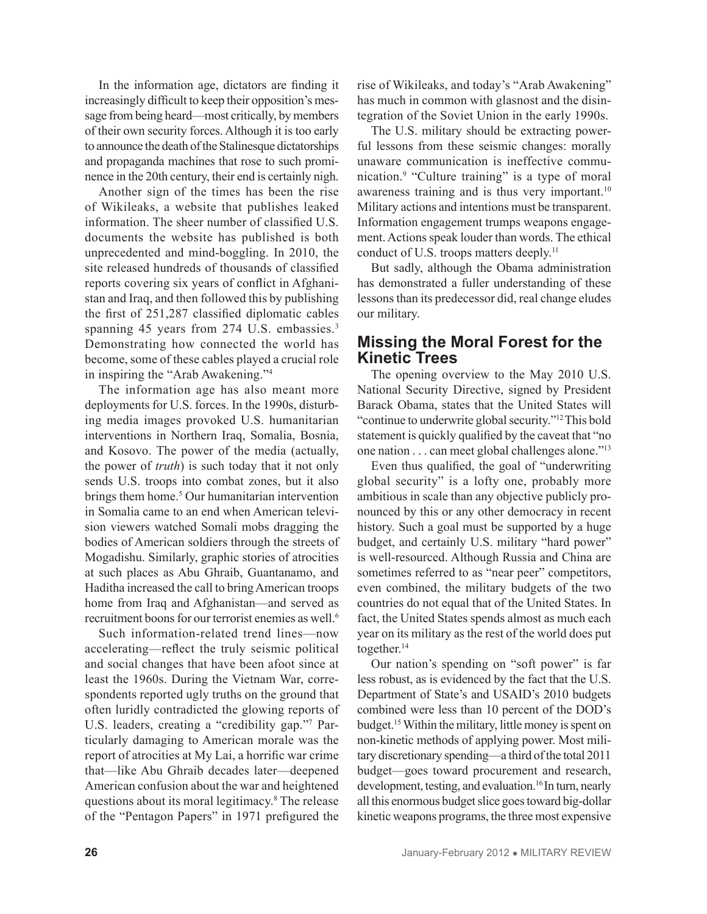In the information age, dictators are finding it increasingly difficult to keep their opposition's message from being heard—most critically, by members of their own security forces. Although it is too early to announce the death of the Stalinesque dictatorships and propaganda machines that rose to such prominence in the 20th century, their end is certainly nigh.

Another sign of the times has been the rise of Wikileaks, a website that publishes leaked information. The sheer number of classified U.S. documents the website has published is both unprecedented and mind-boggling. In 2010, the site released hundreds of thousands of classified reports covering six years of conflict in Afghanistan and Iraq, and then followed this by publishing the first of 251,287 classified diplomatic cables spanning 45 years from 274 U.S. embassies.[3] Demonstrating how connected the world has become, some of these cables played a crucial role in inspiring the "Arab Awakening."[4]

The information age has also meant more deployments for U.S. forces. In the 1990s, disturbing media images provoked U.S. humanitarian interventions in Northern Iraq, Somalia, Bosnia, and Kosovo. The power of the media (actually, the power of *truth*) is such today that it not only sends U.S. troops into combat zones, but it also brings them home.[5] Our humanitarian intervention in Somalia came to an end when American television viewers watched Somali mobs dragging the bodies of American soldiers through the streets of Mogadishu. Similarly, graphic stories of atrocities at such places as Abu Ghraib, Guantanamo, and Haditha increased the call to bring American troops home from Iraq and Afghanistan—and served as recruitment boons for our terrorist enemies as well.[6]

Such information-related trend lines—now accelerating—reflect the truly seismic political and social changes that have been afoot since at least the 1960s. During the Vietnam War, correspondents reported ugly truths on the ground that often luridly contradicted the glowing reports of U.S. leaders, creating a "credibility gap."[7] Particularly damaging to American morale was the report of atrocities at My Lai, a horrific war crime that—like Abu Ghraib decades later—deepened American confusion about the war and heightened questions about its moral legitimacy.[8] The release of the "Pentagon Papers" in 1971 prefigured the rise of Wikileaks, and today's "Arab Awakening" has much in common with glasnost and the disintegration of the Soviet Union in the early 1990s.

The U.S. military should be extracting powerful lessons from these seismic changes: morally unaware communication is ineffective communication.[9] "Culture training" is a type of moral awareness training and is thus very important.[10] Military actions and intentions must be transparent. Information engagement trumps weapons engagement. Actions speak louder than words. The ethical conduct of U.S. troops matters deeply.[11]

But sadly, although the Obama administration has demonstrated a fuller understanding of these lessons than its predecessor did, real change eludes our military.

## Missing the Moral Forest for the Kinetic Trees

The opening overview to the May 2010 U.S. National Security Directive, signed by President Barack Obama, states that the United States will "continue to underwrite global security."[12] This bold statement is quickly qualified by the caveat that "no one nation . . . can meet global challenges alone."[13]

Even thus qualified, the goal of "underwriting global security" is a lofty one, probably more ambitious in scale than any objective publicly pronounced by this or any other democracy in recent history. Such a goal must be supported by a huge budget, and certainly U.S. military "hard power" is well-resourced. Although Russia and China are sometimes referred to as "near peer" competitors, even combined, the military budgets of the two countries do not equal that of the United States. In fact, the United States spends almost as much each year on its military as the rest of the world does put together.[14]

Our nation's spending on "soft power" is far less robust, as is evidenced by the fact that the U.S. Department of State's and USAID's 2010 budgets combined were less than 10 percent of the DOD's budget.[15] Within the military, little money is spent on non-kinetic methods of applying power. Most military discretionary spending—a third of the total 2011 budget—goes toward procurement and research, development, testing, and evaluation.[16] In turn, nearly all this enormous budget slice goes toward big-dollar kinetic weapons programs, the three most expensive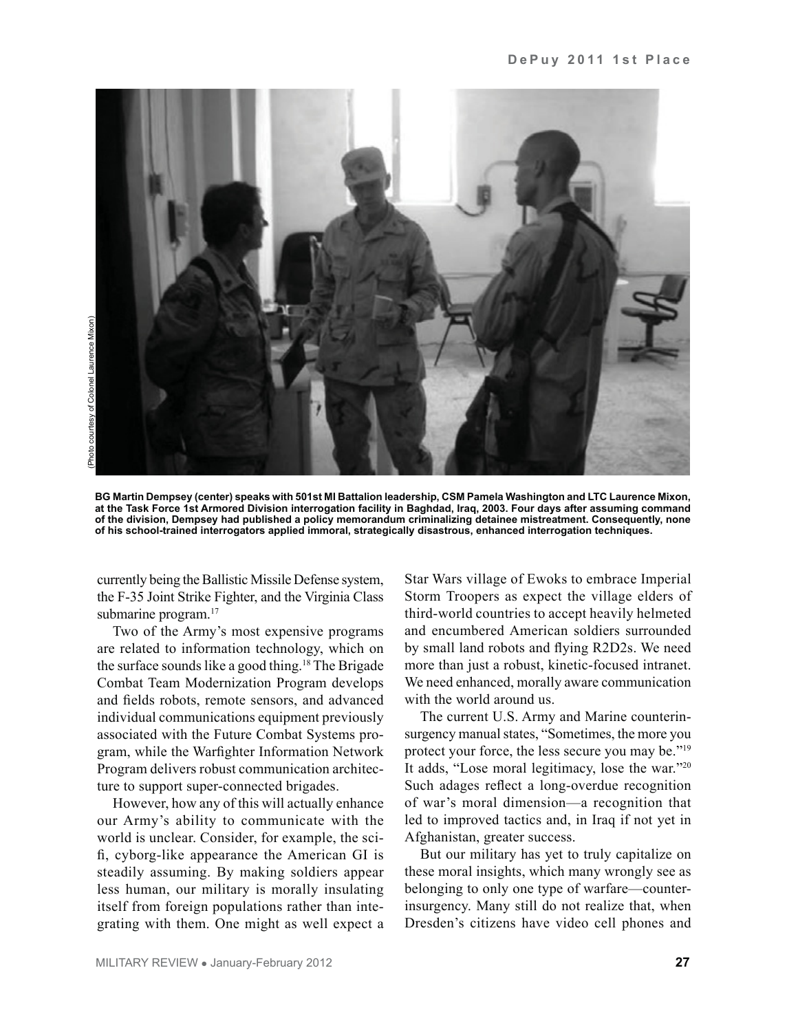(Photo courtesy of Colonel Laurence Mixon)

**BG Martin Dempsey (center) speaks with 501st MI Battalion leadership, CSM Pamela Washington and LTC Laurence Mixon, at the Task Force 1st Armored Division interrogation facility in Baghdad, Iraq, 2003. Four days after assuming command of the division, Dempsey had published a policy memorandum criminalizing detainee mistreatment. Consequently, none of his school-trained interrogators applied immoral, strategically disastrous, enhanced interrogation techniques.**

currently being the Ballistic Missile Defense system, the F-35 Joint Strike Fighter, and the Virginia Class submarine program.[17]

Two of the Army's most expensive programs are related to information technology, which on the surface sounds like a good thing.[18] The Brigade Combat Team Modernization Program develops and fields robots, remote sensors, and advanced individual communications equipment previously associated with the Future Combat Systems program, while the Warfighter Information Network Program delivers robust communication architecture to support super-connected brigades.

However, how any of this will actually enhance our Army's ability to communicate with the world is unclear. Consider, for example, the sci-fi, cyborg-like appearance the American GI is steadily assuming. By making soldiers appear less human, our military is morally insulating itself from foreign populations rather than integrating with them. One might as well expect a Star Wars village of Ewoks to embrace Imperial Storm Troopers as expect the village elders of third-world countries to accept heavily helmeted and encumbered American soldiers surrounded by small land robots and flying R2D2s. We need more than just a robust, kinetic-focused intranet. We need enhanced, morally aware communication with the world around us.

The current U.S. Army and Marine counterinsurgency manual states, "Sometimes, the more you protect your force, the less secure you may be."[19] It adds, "Lose moral legitimacy, lose the war."[20] Such adages reflect a long-overdue recognition of war's moral dimension—a recognition that led to improved tactics and, in Iraq if not yet in Afghanistan, greater success.

But our military has yet to truly capitalize on these moral insights, which many wrongly see as belonging to only one type of warfare—counterinsurgency. Many still do not realize that, when Dresden's citizens have video cell phones and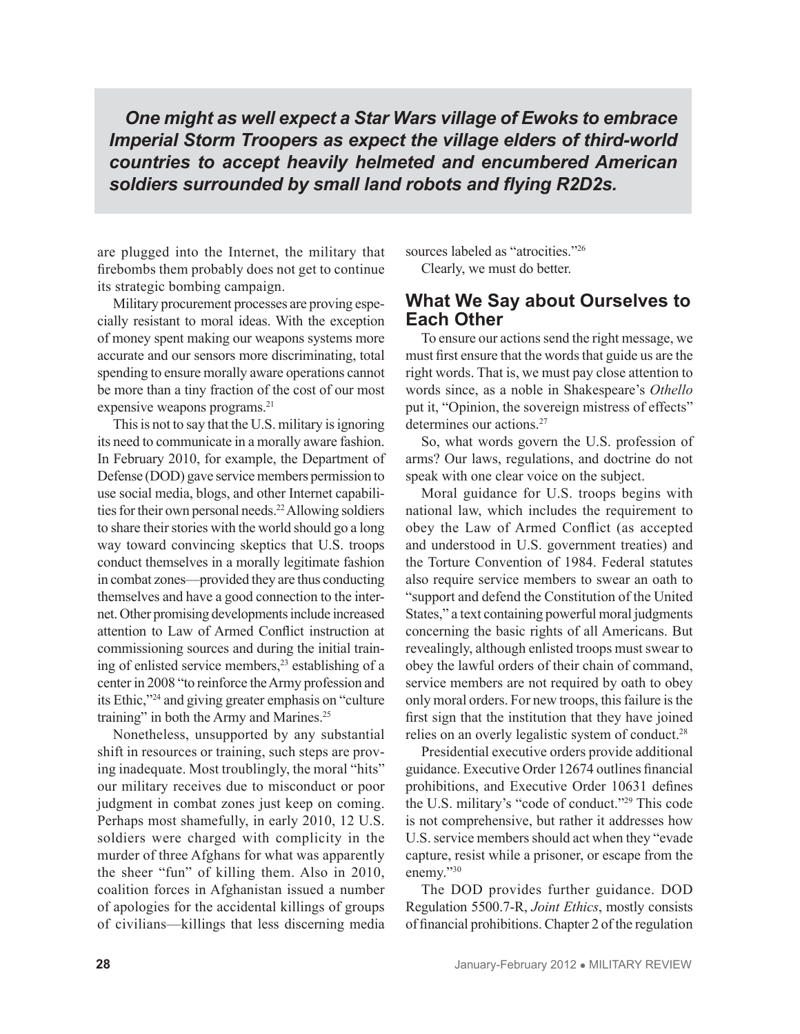***One might as well expect a Star Wars village of Ewoks to embrace Imperial Storm Troopers as expect the village elders of third-world countries to accept heavily helmeted and encumbered American soldiers surrounded by small land robots and flying R2D2s.***

are plugged into the Internet, the military that firebombs them probably does not get to continue its strategic bombing campaign.

Military procurement processes are proving especially resistant to moral ideas. With the exception of money spent making our weapons systems more accurate and our sensors more discriminating, total spending to ensure morally aware operations cannot be more than a tiny fraction of the cost of our most expensive weapons programs.[21]

This is not to say that the U.S. military is ignoring its need to communicate in a morally aware fashion. In February 2010, for example, the Department of Defense (DOD) gave service members permission to use social media, blogs, and other Internet capabilities for their own personal needs.[22] Allowing soldiers to share their stories with the world should go a long way toward convincing skeptics that U.S. troops conduct themselves in a morally legitimate fashion in combat zones—provided they are thus conducting themselves and have a good connection to the internet. Other promising developments include increased attention to Law of Armed Conflict instruction at commissioning sources and during the initial training of enlisted service members,[23] establishing of a center in 2008 "to reinforce the Army profession and its Ethic,"[24] and giving greater emphasis on "culture training" in both the Army and Marines.[25]

Nonetheless, unsupported by any substantial shift in resources or training, such steps are proving inadequate. Most troublingly, the moral "hits" our military receives due to misconduct or poor judgment in combat zones just keep on coming. Perhaps most shamefully, in early 2010, 12 U.S. soldiers were charged with complicity in the murder of three Afghans for what was apparently the sheer "fun" of killing them. Also in 2010, coalition forces in Afghanistan issued a number of apologies for the accidental killings of groups of civilians—killings that less discerning media sources labeled as "atrocities."[26]

Clearly, we must do better.

## What We Say about Ourselves to Each Other

To ensure our actions send the right message, we must first ensure that the words that guide us are the right words. That is, we must pay close attention to words since, as a noble in Shakespeare's *Othello* put it, "Opinion, the sovereign mistress of effects" determines our actions.[27]

So, what words govern the U.S. profession of arms? Our laws, regulations, and doctrine do not speak with one clear voice on the subject.

Moral guidance for U.S. troops begins with national law, which includes the requirement to obey the Law of Armed Conflict (as accepted and understood in U.S. government treaties) and the Torture Convention of 1984. Federal statutes also require service members to swear an oath to "support and defend the Constitution of the United States," a text containing powerful moral judgments concerning the basic rights of all Americans. But revealingly, although enlisted troops must swear to obey the lawful orders of their chain of command, service members are not required by oath to obey only moral orders. For new troops, this failure is the first sign that the institution that they have joined relies on an overly legalistic system of conduct.[28]

Presidential executive orders provide additional guidance. Executive Order 12674 outlines financial prohibitions, and Executive Order 10631 defines the U.S. military's "code of conduct."[29] This code is not comprehensive, but rather it addresses how U.S. service members should act when they "evade capture, resist while a prisoner, or escape from the enemy."[30]

The DOD provides further guidance. DOD Regulation 5500.7-R, *Joint Ethics*, mostly consists of financial prohibitions. Chapter 2 of the regulation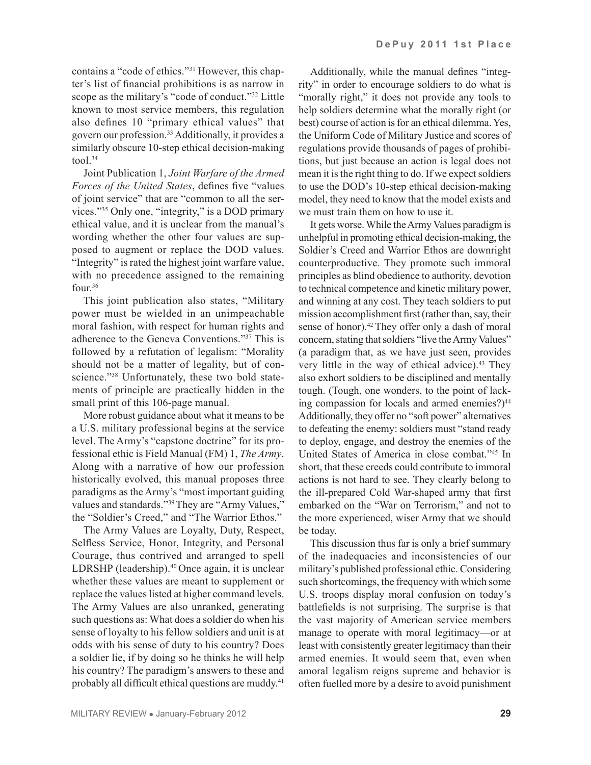contains a "code of ethics."[31] However, this chapter's list of financial prohibitions is as narrow in scope as the military's "code of conduct."[32] Little known to most service members, this regulation also defines 10 "primary ethical values" that govern our profession.[33] Additionally, it provides a similarly obscure 10-step ethical decision-making tool.[34]

Joint Publication 1, *Joint Warfare of the Armed Forces of the United States*, defines five "values of joint service" that are "common to all the services."[35] Only one, "integrity," is a DOD primary ethical value, and it is unclear from the manual's wording whether the other four values are supposed to augment or replace the DOD values. "Integrity" is rated the highest joint warfare value, with no precedence assigned to the remaining four.[36]

This joint publication also states, "Military power must be wielded in an unimpeachable moral fashion, with respect for human rights and adherence to the Geneva Conventions."[37] This is followed by a refutation of legalism: "Morality should not be a matter of legality, but of conscience."[38] Unfortunately, these two bold statements of principle are practically hidden in the small print of this 106-page manual.

More robust guidance about what it means to be a U.S. military professional begins at the service level. The Army's "capstone doctrine" for its professional ethic is Field Manual (FM) 1, *The Army*. Along with a narrative of how our profession historically evolved, this manual proposes three paradigms as the Army's "most important guiding values and standards."[39] They are "Army Values," the "Soldier's Creed," and "The Warrior Ethos."

The Army Values are Loyalty, Duty, Respect, Selfless Service, Honor, Integrity, and Personal Courage, thus contrived and arranged to spell LDRSHP (leadership).[40] Once again, it is unclear whether these values are meant to supplement or replace the values listed at higher command levels. The Army Values are also unranked, generating such questions as: What does a soldier do when his sense of loyalty to his fellow soldiers and unit is at odds with his sense of duty to his country? Does a soldier lie, if by doing so he thinks he will help his country? The paradigm's answers to these and probably all difficult ethical questions are muddy.[41]

Additionally, while the manual defines "integrity" in order to encourage soldiers to do what is "morally right," it does not provide any tools to help soldiers determine what the morally right (or best) course of action is for an ethical dilemma. Yes, the Uniform Code of Military Justice and scores of regulations provide thousands of pages of prohibitions, but just because an action is legal does not mean it is the right thing to do. If we expect soldiers to use the DOD's 10-step ethical decision-making model, they need to know that the model exists and we must train them on how to use it.

It gets worse. While the Army Values paradigm is unhelpful in promoting ethical decision-making, the Soldier's Creed and Warrior Ethos are downright counterproductive. They promote such immoral principles as blind obedience to authority, devotion to technical competence and kinetic military power, and winning at any cost. They teach soldiers to put mission accomplishment first (rather than, say, their sense of honor).[42] They offer only a dash of moral concern, stating that soldiers "live the Army Values" (a paradigm that, as we have just seen, provides very little in the way of ethical advice).[43] They also exhort soldiers to be disciplined and mentally tough. (Tough, one wonders, to the point of lacking compassion for locals and armed enemies?)[44] Additionally, they offer no "soft power" alternatives to defeating the enemy: soldiers must "stand ready to deploy, engage, and destroy the enemies of the United States of America in close combat."[45] In short, that these creeds could contribute to immoral actions is not hard to see. They clearly belong to the ill-prepared Cold War-shaped army that first embarked on the "War on Terrorism," and not to the more experienced, wiser Army that we should be today.

This discussion thus far is only a brief summary of the inadequacies and inconsistencies of our military's published professional ethic. Considering such shortcomings, the frequency with which some U.S. troops display moral confusion on today's battlefields is not surprising. The surprise is that the vast majority of American service members manage to operate with moral legitimacy—or at least with consistently greater legitimacy than their armed enemies. It would seem that, even when amoral legalism reigns supreme and behavior is often fuelled more by a desire to avoid punishment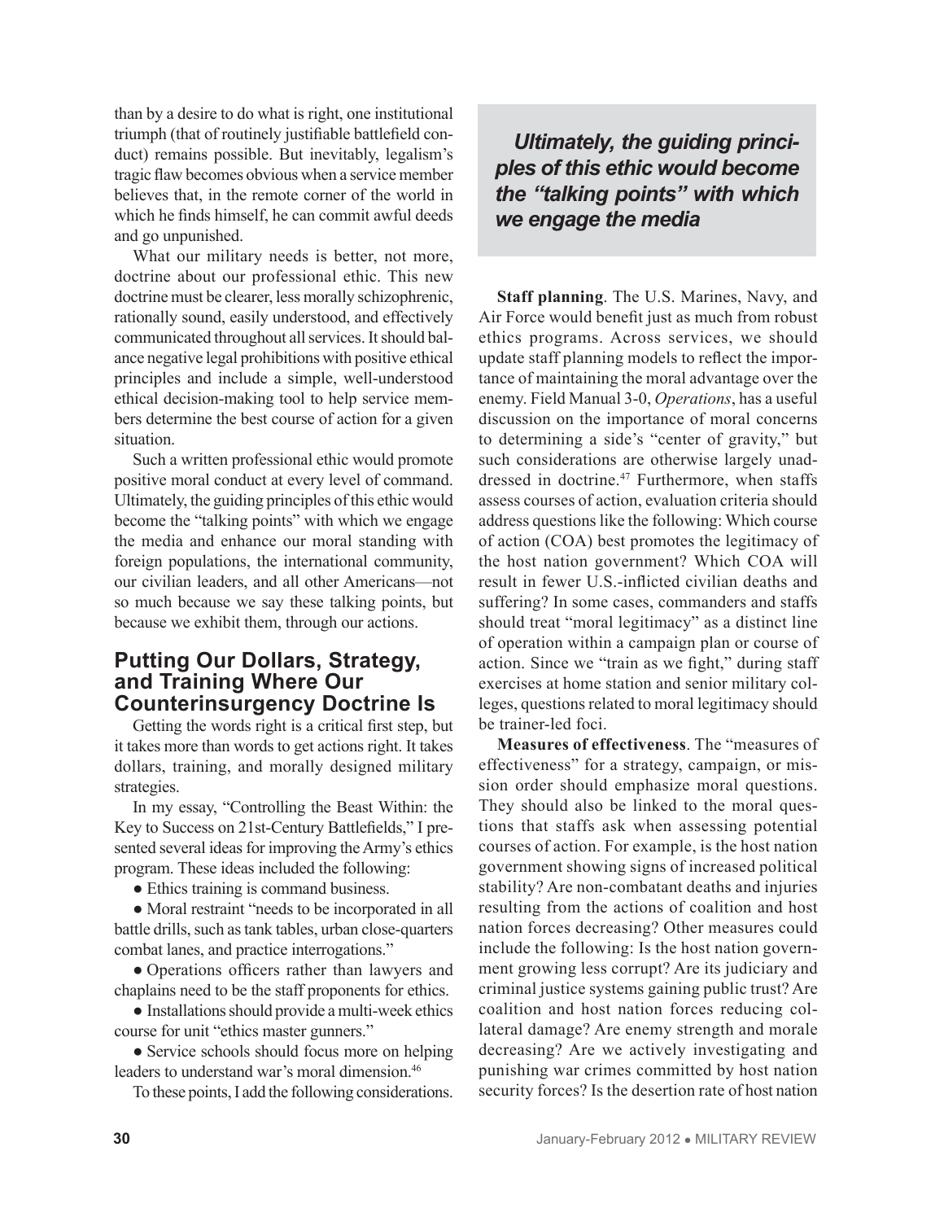than by a desire to do what is right, one institutional triumph (that of routinely justifiable battlefield conduct) remains possible. But inevitably, legalism's tragic flaw becomes obvious when a service member believes that, in the remote corner of the world in which he finds himself, he can commit awful deeds and go unpunished.

What our military needs is better, not more, doctrine about our professional ethic. This new doctrine must be clearer, less morally schizophrenic, rationally sound, easily understood, and effectively communicated throughout all services. It should balance negative legal prohibitions with positive ethical principles and include a simple, well-understood ethical decision-making tool to help service members determine the best course of action for a given situation.

Such a written professional ethic would promote positive moral conduct at every level of command. Ultimately, the guiding principles of this ethic would become the "talking points" with which we engage the media and enhance our moral standing with foreign populations, the international community, our civilian leaders, and all other Americans—not so much because we say these talking points, but because we exhibit them, through our actions.

## Putting Our Dollars, Strategy, and Training Where Our Counterinsurgency Doctrine Is

Getting the words right is a critical first step, but it takes more than words to get actions right. It takes dollars, training, and morally designed military strategies.

In my essay, "Controlling the Beast Within: the Key to Success on 21st-Century Battlefields," I presented several ideas for improving the Army's ethics program. These ideas included the following:

- Ethics training is command business.
- Moral restraint "needs to be incorporated in all battle drills, such as tank tables, urban close-quarters combat lanes, and practice interrogations."
- Operations officers rather than lawyers and chaplains need to be the staff proponents for ethics.
- Installations should provide a multi-week ethics course for unit "ethics master gunners."
- Service schools should focus more on helping leaders to understand war's moral dimension.[46]

To these points, I add the following considerations.

> ***Ultimately, the guiding principles of this ethic would become the "talking points" with which we engage the media***

**Staff planning**. The U.S. Marines, Navy, and Air Force would benefit just as much from robust ethics programs. Across services, we should update staff planning models to reflect the importance of maintaining the moral advantage over the enemy. Field Manual 3-0, *Operations*, has a useful discussion on the importance of moral concerns to determining a side's "center of gravity," but such considerations are otherwise largely unaddressed in doctrine.[47] Furthermore, when staffs assess courses of action, evaluation criteria should address questions like the following: Which course of action (COA) best promotes the legitimacy of the host nation government? Which COA will result in fewer U.S.-inflicted civilian deaths and suffering? In some cases, commanders and staffs should treat "moral legitimacy" as a distinct line of operation within a campaign plan or course of action. Since we "train as we fight," during staff exercises at home station and senior military colleges, questions related to moral legitimacy should be trainer-led foci.

**Measures of effectiveness**. The "measures of effectiveness" for a strategy, campaign, or mission order should emphasize moral questions. They should also be linked to the moral questions that staffs ask when assessing potential courses of action. For example, is the host nation government showing signs of increased political stability? Are non-combatant deaths and injuries resulting from the actions of coalition and host nation forces decreasing? Other measures could include the following: Is the host nation government growing less corrupt? Are its judiciary and criminal justice systems gaining public trust? Are coalition and host nation forces reducing collateral damage? Are enemy strength and morale decreasing? Are we actively investigating and punishing war crimes committed by host nation security forces? Is the desertion rate of host nation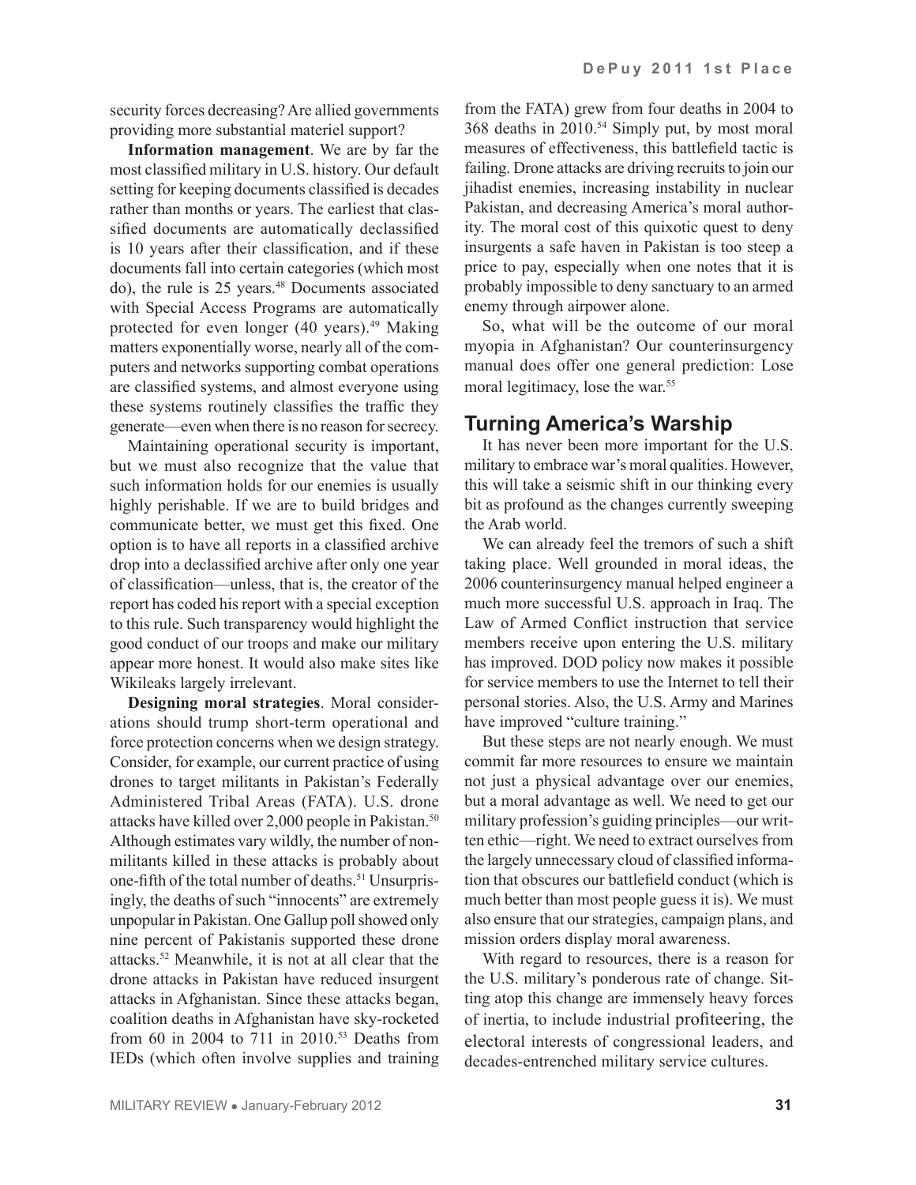security forces decreasing? Are allied governments providing more substantial materiel support?

**Information management**. We are by far the most classified military in U.S. history. Our default setting for keeping documents classified is decades rather than months or years. The earliest that classified documents are automatically declassified is 10 years after their classification, and if these documents fall into certain categories (which most do), the rule is 25 years.[48] Documents associated with Special Access Programs are automatically protected for even longer (40 years).[49] Making matters exponentially worse, nearly all of the computers and networks supporting combat operations are classified systems, and almost everyone using these systems routinely classifies the traffic they generate—even when there is no reason for secrecy.

Maintaining operational security is important, but we must also recognize that the value that such information holds for our enemies is usually highly perishable. If we are to build bridges and communicate better, we must get this fixed. One option is to have all reports in a classified archive drop into a declassified archive after only one year of classification—unless, that is, the creator of the report has coded his report with a special exception to this rule. Such transparency would highlight the good conduct of our troops and make our military appear more honest. It would also make sites like Wikileaks largely irrelevant.

**Designing moral strategies**. Moral considerations should trump short-term operational and force protection concerns when we design strategy. Consider, for example, our current practice of using drones to target militants in Pakistan's Federally Administered Tribal Areas (FATA). U.S. drone attacks have killed over 2,000 people in Pakistan.[50] Although estimates vary wildly, the number of non-militants killed in these attacks is probably about one-fifth of the total number of deaths.[51] Unsurprisingly, the deaths of such "innocents" are extremely unpopular in Pakistan. One Gallup poll showed only nine percent of Pakistanis supported these drone attacks.[52] Meanwhile, it is not at all clear that the drone attacks in Pakistan have reduced insurgent attacks in Afghanistan. Since these attacks began, coalition deaths in Afghanistan have sky-rocketed from 60 in 2004 to 711 in 2010.[53] Deaths from IEDs (which often involve supplies and training from the FATA) grew from four deaths in 2004 to 368 deaths in 2010.[54] Simply put, by most moral measures of effectiveness, this battlefield tactic is failing. Drone attacks are driving recruits to join our jihadist enemies, increasing instability in nuclear Pakistan, and decreasing America's moral authority. The moral cost of this quixotic quest to deny insurgents a safe haven in Pakistan is too steep a price to pay, especially when one notes that it is probably impossible to deny sanctuary to an armed enemy through airpower alone.

So, what will be the outcome of our moral myopia in Afghanistan? Our counterinsurgency manual does offer one general prediction: Lose moral legitimacy, lose the war.[55]

## Turning America's Warship

It has never been more important for the U.S. military to embrace war's moral qualities. However, this will take a seismic shift in our thinking every bit as profound as the changes currently sweeping the Arab world.

We can already feel the tremors of such a shift taking place. Well grounded in moral ideas, the 2006 counterinsurgency manual helped engineer a much more successful U.S. approach in Iraq. The Law of Armed Conflict instruction that service members receive upon entering the U.S. military has improved. DOD policy now makes it possible for service members to use the Internet to tell their personal stories. Also, the U.S. Army and Marines have improved "culture training."

But these steps are not nearly enough. We must commit far more resources to ensure we maintain not just a physical advantage over our enemies, but a moral advantage as well. We need to get our military profession's guiding principles—our written ethic—right. We need to extract ourselves from the largely unnecessary cloud of classified information that obscures our battlefield conduct (which is much better than most people guess it is). We must also ensure that our strategies, campaign plans, and mission orders display moral awareness.

With regard to resources, there is a reason for the U.S. military's ponderous rate of change. Sitting atop this change are immensely heavy forces of inertia, to include industrial profiteering, the electoral interests of congressional leaders, and decades-entrenched military service cultures.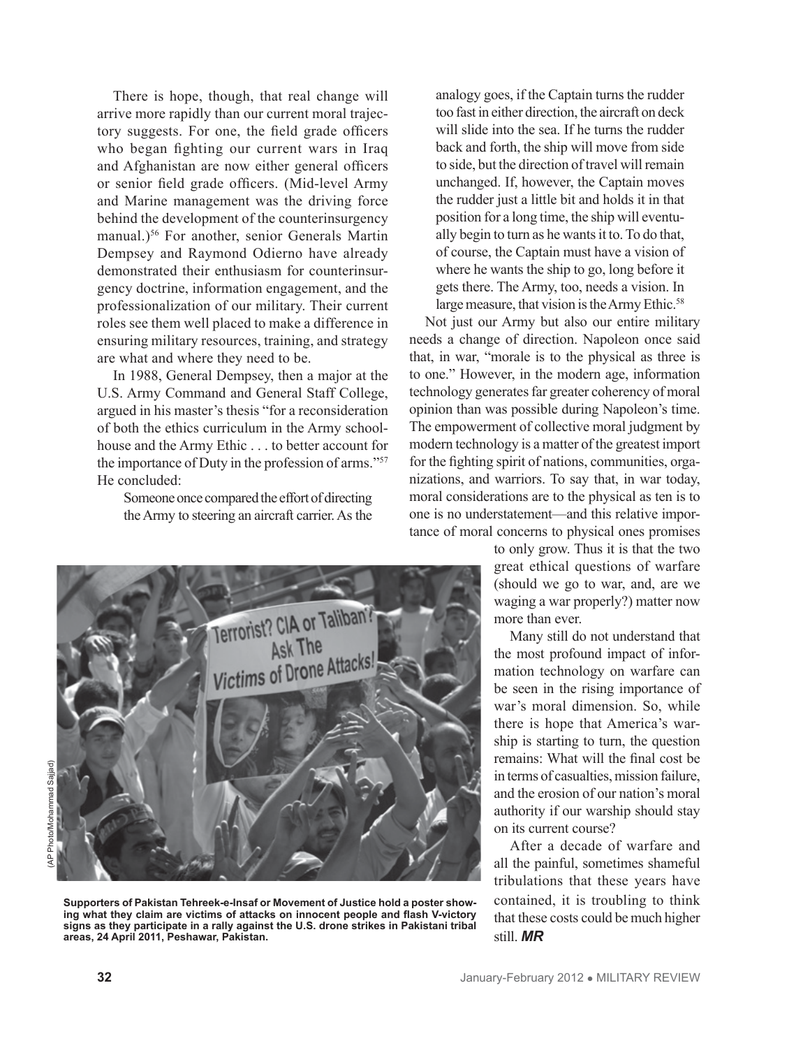There is hope, though, that real change will arrive more rapidly than our current moral trajectory suggests. For one, the field grade officers who began fighting our current wars in Iraq and Afghanistan are now either general officers or senior field grade officers. (Mid-level Army and Marine management was the driving force behind the development of the counterinsurgency manual.)[56] For another, senior Generals Martin Dempsey and Raymond Odierno have already demonstrated their enthusiasm for counterinsurgency doctrine, information engagement, and the professionalization of our military. Their current roles see them well placed to make a difference in ensuring military resources, training, and strategy are what and where they need to be.

In 1988, General Dempsey, then a major at the U.S. Army Command and General Staff College, argued in his master's thesis "for a reconsideration of both the ethics curriculum in the Army schoolhouse and the Army Ethic . . . to better account for the importance of Duty in the profession of arms."[57] He concluded:

> Someone once compared the effort of directing the Army to steering an aircraft carrier. As the analogy goes, if the Captain turns the rudder too fast in either direction, the aircraft on deck will slide into the sea. If he turns the rudder back and forth, the ship will move from side to side, but the direction of travel will remain unchanged. If, however, the Captain moves the rudder just a little bit and holds it in that position for a long time, the ship will eventually begin to turn as he wants it to. To do that, of course, the Captain must have a vision of where he wants the ship to go, long before it gets there. The Army, too, needs a vision. In large measure, that vision is the Army Ethic.[58]

Not just our Army but also our entire military needs a change of direction. Napoleon once said that, in war, "morale is to the physical as three is to one." However, in the modern age, information technology generates far greater coherency of moral opinion than was possible during Napoleon's time. The empowerment of collective moral judgment by modern technology is a matter of the greatest import for the fighting spirit of nations, communities, organizations, and warriors. To say that, in war today, moral considerations are to the physical as ten is to one is no understatement—and this relative importance of moral concerns to physical ones promises to only grow. Thus it is that the two great ethical questions of warfare (should we go to war, and, are we waging a war properly?) matter now more than ever.

Many still do not understand that the most profound impact of information technology on warfare can be seen in the rising importance of war's moral dimension. So, while there is hope that America's warship is starting to turn, the question remains: What will the final cost be in terms of casualties, mission failure, and the erosion of our nation's moral authority if our warship should stay on its current course?

After a decade of warfare and all the painful, sometimes shameful tribulations that these years have contained, it is troubling to think that these costs could be much higher still. ***MR***

(AP Photo/Mohammad Sajjad)

**Supporters of Pakistan Tehreek-e-Insaf or Movement of Justice hold a poster showing what they claim are victims of attacks on innocent people and flash V-victory signs as they participate in a rally against the U.S. drone strikes in Pakistani tribal areas, 24 April 2011, Peshawar, Pakistan.**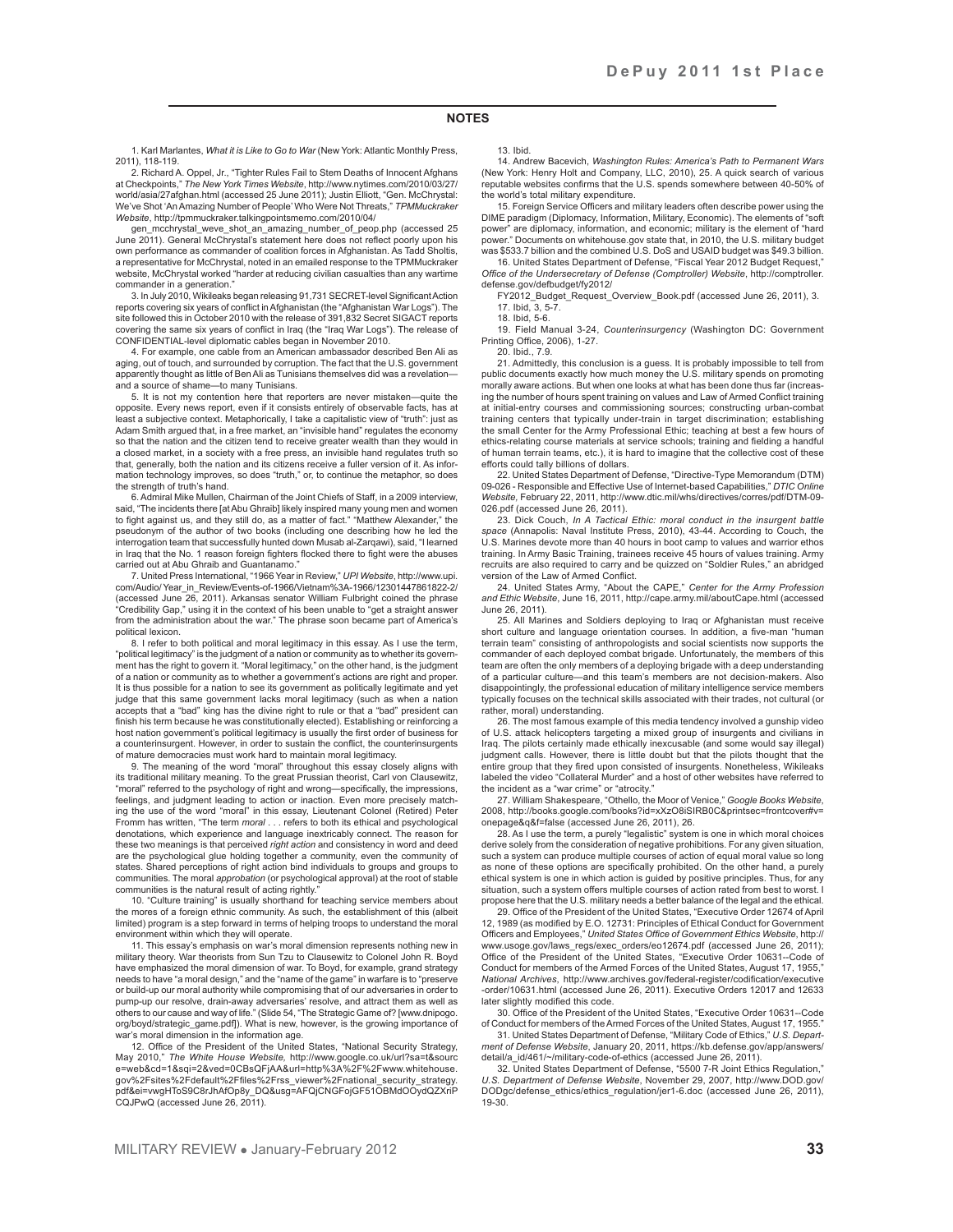## NOTES

1. Karl Marlantes, *What it is Like to Go to War* (New York: Atlantic Monthly Press, 2011), 118-119.

2. Richard A. Oppel, Jr., "Tighter Rules Fail to Stem Deaths of Innocent Afghans at Checkpoints," *The New York Times Website*, http://www.nytimes.com/2010/03/27/world/asia/27afghan.html (accessed 25 June 2011); Justin Elliott, "Gen. McChrystal: We've Shot 'An Amazing Number of People' Who Were Not Threats," *TPMMuckraker Website*, http://tpmmuckraker.talkingpointsmemo.com/2010/04/gen_mcchrystal_weve_shot_an_amazing_number_of_peop.php (accessed 25 June 2011). General McChrystal's statement here does not reflect poorly upon his own performance as commander of coalition forces in Afghanistan. As Tadd Sholtis, a representative for McChrystal, noted in an emailed response to the TPMMuckraker website, McChrystal worked "harder at reducing civilian casualties than any wartime commander in a generation."

3. In July 2010, Wikileaks began releasing 91,731 SECRET-level Significant Action reports covering six years of conflict in Afghanistan (the "Afghanistan War Logs"). The site followed this in October 2010 with the release of 391,832 Secret SIGACT reports covering the same six years of conflict in Iraq (the "Iraq War Logs"). The release of CONFIDENTIAL-level diplomatic cables began in November 2010.

4. For example, one cable from an American ambassador described Ben Ali as aging, out of touch, and surrounded by corruption. The fact that the U.S. government apparently thought as little of Ben Ali as Tunisians themselves did was a revelation—and a source of shame—to many Tunisians.

5. It is not my contention here that reporters are never mistaken—quite the opposite. Every news report, even if it consists entirely of observable facts, has at least a subjective context. Metaphorically, I take a capitalistic view of "truth": just as Adam Smith argued that, in a free market, an "invisible hand" regulates the economy so that the nation and the citizen tend to receive greater wealth than they would in a closed market, in a society with a free press, an invisible hand regulates truth so that, generally, both the nation and its citizens receive a fuller version of it. As information technology improves, so does "truth," or, to continue the metaphor, so does the strength of truth's hand.

6. Admiral Mike Mullen, Chairman of the Joint Chiefs of Staff, in a 2009 interview, said, "The incidents there [at Abu Ghraib] likely inspired many young men and women to fight against us, and they still do, as a matter of fact." "Matthew Alexander," the pseudonym of the author of two books (including one describing how he led the interrogation team that successfully hunted down Musab al-Zarqawi), said, "I learned in Iraq that the No. 1 reason foreign fighters flocked there to fight were the abuses carried out at Abu Ghraib and Guantanamo."

7. United Press International, "1966 Year in Review," *UPI Website*, http://www.upi.com/Audio/ Year_in_Review/Events-of-1966/Vietnam%3A-1966/12301447861822-2/ (accessed June 26, 2011). Arkansas senator William Fulbright coined the phrase "Credibility Gap," using it in the context of his been unable to "get a straight answer from the administration about the war." The phrase soon became part of America's political lexicon.

8. I refer to both political and moral legitimacy in this essay. As I use the term, "political legitimacy" is the judgment of a nation or community as to whether its government has the right to govern it. "Moral legitimacy," on the other hand, is the judgment of a nation or community as to whether a government's actions are right and proper. It is thus possible for a nation to see its government as politically legitimate and yet judge that this same government lacks moral legitimacy (such as when a nation accepts that a "bad" king has the divine right to rule or that a "bad" president can finish his term because he was constitutionally elected). Establishing or reinforcing a host nation government's political legitimacy is usually the first order of business for a counterinsurgent. However, in order to sustain the conflict, the counterinsurgents of mature democracies must work hard to maintain moral legitimacy.

9. The meaning of the word "moral" throughout this essay closely aligns with its traditional military meaning. To the great Prussian theorist, Carl von Clausewitz, "moral" referred to the psychology of right and wrong—specifically, the impressions, feelings, and judgment leading to action or inaction. Even more precisely matching the use of the word "moral" in this essay, Lieutenant Colonel (Retired) Peter Fromm has written, "The term *moral* . . . refers to both its ethical and psychological denotations, which experience and language inextricably connect. The reason for these two meanings is that perceived *right action* and consistency in word and deed are the psychological glue holding together a community, even the community of states. Shared perceptions of right action bind individuals to groups and groups to communities. The moral *approbation* (or psychological approval) at the root of stable communities is the natural result of acting rightly."

10. "Culture training" is usually shorthand for teaching service members about the mores of a foreign ethnic community. As such, the establishment of this (albeit limited) program is a step forward in terms of helping troops to understand the moral environment within which they will operate.

11. This essay's emphasis on war's moral dimension represents nothing new in military theory. War theorists from Sun Tzu to Clausewitz to Colonel John R. Boyd have emphasized the moral dimension of war. To Boyd, for example, grand strategy needs to have "a moral design," and the "name of the game" in warfare is to "preserve or build-up our moral authority while compromising that of our adversaries in order to pump-up our resolve, drain-away adversaries' resolve, and attract them as well as others to our cause and way of life." (Slide 54, "The Strategic Game of? [www.dnipogo.org/boyd/strategic_game.pdf]). What is new, however, is the growing importance of war's moral dimension in the information age.

12. Office of the President of the United States, "National Security Strategy, May 2010," *The White House Website*, http://www.google.co.uk/url?sa=t&source=web&cd=1&sqi=2&ved=0CBsQFjAA&url=http%3A%2F%2Fwww.whitehouse.gov%2Fsites%2Fdefault%2Ffiles%2Frss_viewer%2Fnational_security_strategy.pdf&ei=vwgHToS9C8rJhAfOp8y_DQ&usg=AFQjCNGFojGF51OBMdOOydQZXriPCQJPwQ (accessed June 26, 2011).

13. Ibid.

14. Andrew Bacevich, *Washington Rules: America's Path to Permanent Wars* (New York: Henry Holt and Company, LLC, 2010), 25. A quick search of various reputable websites confirms that the U.S. spends somewhere between 40-50% of the world's total military expenditure.

15. Foreign Service Officers and military leaders often describe power using the DIME paradigm (Diplomacy, Information, Military, Economic). The elements of "soft power" are diplomacy, information, and economic; military is the element of "hard power." Documents on whitehouse.gov state that, in 2010, the U.S. military budget was $533.7 billion and the combined U.S. DoS and USAID budget was $49.3 billion.

16. United States Department of Defense, "Fiscal Year 2012 Budget Request," *Office of the Undersecretary of Defense (Comptroller) Website*, http://comptroller.defense.gov/defbudget/fy2012/FY2012_Budget_Request_Overview_Book.pdf (accessed June 26, 2011), 3.

17. Ibid, 3, 5-7.

18. Ibid, 5-6.

19. Field Manual 3-24, *Counterinsurgency* (Washington DC: Government Printing Office, 2006), 1-27.

20. Ibid., 7.9.

21. Admittedly, this conclusion is a guess. It is probably impossible to tell from public documents exactly how much money the U.S. military spends on promoting morally aware actions. But when one looks at what has been done thus far (increasing the number of hours spent training on values and Law of Armed Conflict training at initial-entry courses and commissioning sources; constructing urban-combat training centers that typically under-train in target discrimination; establishing the small Center for the Army Professional Ethic; teaching at best a few hours of ethics-relating course materials at service schools; training and fielding a handful of human terrain teams, etc.), it is hard to imagine that the collective cost of these efforts could tally billions of dollars.

22. United States Department of Defense, "Directive-Type Memorandum (DTM) 09-026 - Responsible and Effective Use of Internet-based Capabilities," *DTIC Online Website,* February 22, 2011, http://www.dtic.mil/whs/directives/corres/pdf/DTM-09-026.pdf (accessed June 26, 2011).

23. Dick Couch, *In A Tactical Ethic: moral conduct in the insurgent battle space* (Annapolis: Naval Institute Press, 2010), 43-44. According to Couch, the U.S. Marines devote more than 40 hours in boot camp to values and warrior ethos training. In Army Basic Training, trainees receive 45 hours of values training. Army recruits are also required to carry and be quizzed on "Soldier Rules," an abridged version of the Law of Armed Conflict.

24. United States Army, "About the CAPE," *Center for the Army Profession and Ethic Website*, June 16, 2011, http://cape.army.mil/aboutCape.html (accessed June 26, 2011).

25. All Marines and Soldiers deploying to Iraq or Afghanistan must receive short culture and language orientation courses. In addition, a five-man "human terrain team" consisting of anthropologists and social scientists now supports the commander of each deployed combat brigade. Unfortunately, the members of this team are often the only members of a deploying brigade with a deep understanding of a particular culture—and this team's members are not decision-makers. Also disappointingly, the professional education of military intelligence service members typically focuses on the technical skills associated with their trades, not cultural (or rather, moral) understanding.

26. The most famous example of this media tendency involved a gunship video of U.S. attack helicopters targeting a mixed group of insurgents and civilians in Iraq. The pilots certainly made ethically inexcusable (and some would say illegal) judgment calls. However, there is little doubt but that the pilots thought that the entire group that they fired upon consisted of insurgents. Nonetheless, Wikileaks labeled the video "Collateral Murder" and a host of other websites have referred to the incident as a "war crime" or "atrocity."

27. William Shakespeare, "Othello, the Moor of Venice," *Google Books Website*, 2008, http://books.google.com/books?id=xXzO8iSIRB0C&printsec=frontcover#v=onepage&q&f=false (accessed June 26, 2011), 26.

28. As I use the term, a purely "legalistic" system is one in which moral choices derive solely from the consideration of negative prohibitions. For any given situation, such a system can produce multiple courses of action of equal moral value so long as none of these options are specifically prohibited. On the other hand, a purely ethical system is one in which action is guided by positive principles. Thus, for any situation, such a system offers multiple courses of action rated from best to worst. I propose here that the U.S. military needs a better balance of the legal and the ethical.

29. Office of the President of the United States, "Executive Order 12674 of April 12, 1989 (as modified by E.O. 12731: Principles of Ethical Conduct for Government Officers and Employees," *United States Office of Government Ethics Website*, http://www.usoge.gov/laws_regs/exec_orders/eo12674.pdf (accessed June 26, 2011); Office of the President of the United States, "Executive Order 10631--Code of Conduct for members of the Armed Forces of the United States, August 17, 1955," *National Archives*, http://www.archives.gov/federal-register/codification/executive-order/10631.html (accessed June 26, 2011). Executive Orders 12017 and 12633 later slightly modified this code.

30. Office of the President of the United States, "Executive Order 10631--Code of Conduct for members of the Armed Forces of the United States, August 17, 1955."

31. United States Department of Defense, "Military Code of Ethics," *U.S. Department of Defense Website*, January 20, 2011, https://kb.defense.gov/app/answers/detail/a_id/461/~/military-code-of-ethics (accessed June 26, 2011).

32. United States Department of Defense, "5500 7-R Joint Ethics Regulation," *U.S. Department of Defense Website*, November 29, 2007, http://www.DOD.gov/DODgc/defense_ethics/ethics_regulation/jer1-6.doc (accessed June 26, 2011), 19-30.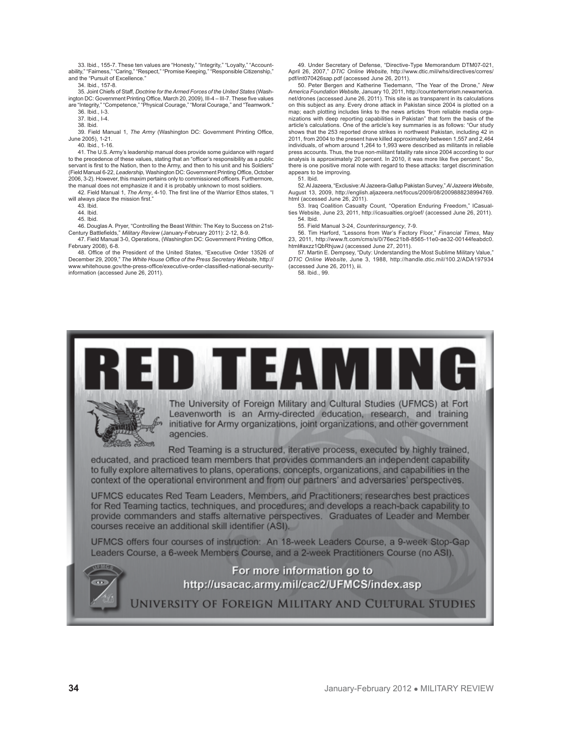33. Ibid., 155-7. These ten values are "Honesty," "Integrity," "Loyalty," "Accountability," "Fairness," "Caring," "Respect," "Promise Keeping," "Responsible Citizenship," and the "Pursuit of Excellence."

34. Ibid., 157-8.

35. Joint Chiefs of Staff, *Doctrine for the Armed Forces of the United States* (Washington DC: Government Printing Office, March 20, 2009), III-4 – III-7. These five values are "Integrity," "Competence," "Physical Courage," "Moral Courage," and "Teamwork."

36. Ibid., I-3.

37. Ibid., I-4.

38. Ibid.

39. Field Manual 1, *The Army* (Washington DC: Government Printing Office, June 2005), 1-21.

40. Ibid., 1-16.

41. The U.S. Army's leadership manual does provide some guidance with regard to the precedence of these values, stating that an "officer's responsibility as a public servant is first to the Nation, then to the Army, and then to his unit and his Soldiers" (Field Manual 6-22, *Leadership,* Washington DC: Government Printing Office, October 2006, 3-2). However, this maxim pertains only to commissioned officers. Furthermore, the manual does not emphasize it and it is probably unknown to most soldiers.

42. Field Manual 1, *The Army*, 4-10. The first line of the Warrior Ethos states, "I will always place the mission first."

43. Ibid.

44. Ibid.

45. Ibid.

46. Douglas A. Pryer, "Controlling the Beast Within: The Key to Success on 21st-Century Battlefields," *Military Review* (January-February 2011): 2-12, 8-9.

47. Field Manual 3-0, Operations, (Washington DC: Government Printing Office, February 2008), 6-8.

48. Office of the President of the United States, "Executive Order 13526 of December 29, 2009," *The White House Office of the Press Secretary Website*, http://www.whitehouse.gov/the-press-office/executive-order-classified-national-security-information (accessed June 26, 2011).

49. Under Secretary of Defense, "Directive-Type Memorandum DTM07-021, April 26, 2007," *DTIC Online Website,* http://www.dtic.mil/whs/directives/corres/pdf/int070426sap.pdf (accessed June 26, 2011).

50. Peter Bergen and Katherine Tiedemann, "The Year of the Drone," *New America Foundation Website*, January 10, 2011, http://counterterrorism.newamerica.net/drones (accessed June 26, 2011). This site is as transparent in its calculations on this subject as any. Every drone attack in Pakistan since 2004 is plotted on a map; each plotting includes links to the news articles "from reliable media organizations with deep reporting capabilities in Pakistan" that form the basis of the article's calculations. One of the article's key summaries is as follows: "Our study shows that the 253 reported drone strikes in northwest Pakistan, including 42 in 2011, from 2004 to the present have killed approximately between 1,557 and 2,464 individuals, of whom around 1,264 to 1,993 were described as militants in reliable press accounts. Thus, the true non-militant fatality rate since 2004 according to our analysis is approximately 20 percent. In 2010, it was more like five percent." So, there is one positive moral note with regard to these attacks: target discrimination appears to be improving.

51. Ibid.

52. Al Jazeera, "Exclusive: Al Jazeera-Gallup Pakistan Survey," *Al Jazeera Website*, August 13, 2009, http://english.aljazeera.net/focus/2009/08/2009888238994769.html (accessed June 26, 2011).

53. Iraq Coalition Casualty Count, "Operation Enduring Freedom," ICasualties Website, June 23, 2011, http://icasualties.org/oef/ (accessed June 26, 2011).

54. Ibid.

55. Field Manual 3-24, *Counterinsurgency*, 7-9.

56. Tim Harford, "Lessons from War's Factory Floor," *Financial Times*, May 23, 2011, http://www.ft.com/cms/s/0/76ec21b8-8565-11e0-ae32-00144feabdc0.html#axzz1QbRhjuwJ (accessed June 27, 2011).

57. Martin E. Dempsey, "Duty: Understanding the Most Sublime Military Value," *DTIC Online Website*, June 3, 1988, http://handle.dtic.mil/100.2/ADA197934 (accessed June 26, 2011), iii.

58. Ibid., 99.

# RED TEAMING

The University of Foreign Military and Cultural Studies (UFMCS) at Fort Leavenworth is an Army-directed education, research, and training initiative for Army organizations, joint organizations, and other government agencies.

Red Teaming is a structured, iterative process, executed by highly trained, educated, and practiced team members that provides commanders an independent capability to fully explore alternatives to plans, operations, concepts, organizations, and capabilities in the context of the operational environment and from our partners' and adversaries' perspectives.

UFMCS educates Red Team Leaders, Members, and Practitioners; researches best practices for Red Teaming tactics, techniques, and procedures; and develops a reach-back capability to provide commanders and staffs alternative perspectives. Graduates of Leader and Member courses receive an additional skill identifier (ASI).

UFMCS offers four courses of instruction: An 18-week Leaders Course, a 9-week Stop-Gap Leaders Course, a 6-week Members Course, and a 2-week Practitioners Course (no ASI).

**For more information go to http://usacac.army.mil/cac2/UFMCS/index.asp**

UNIVERSITY OF FOREIGN MILITARY AND CULTURAL STUDIES